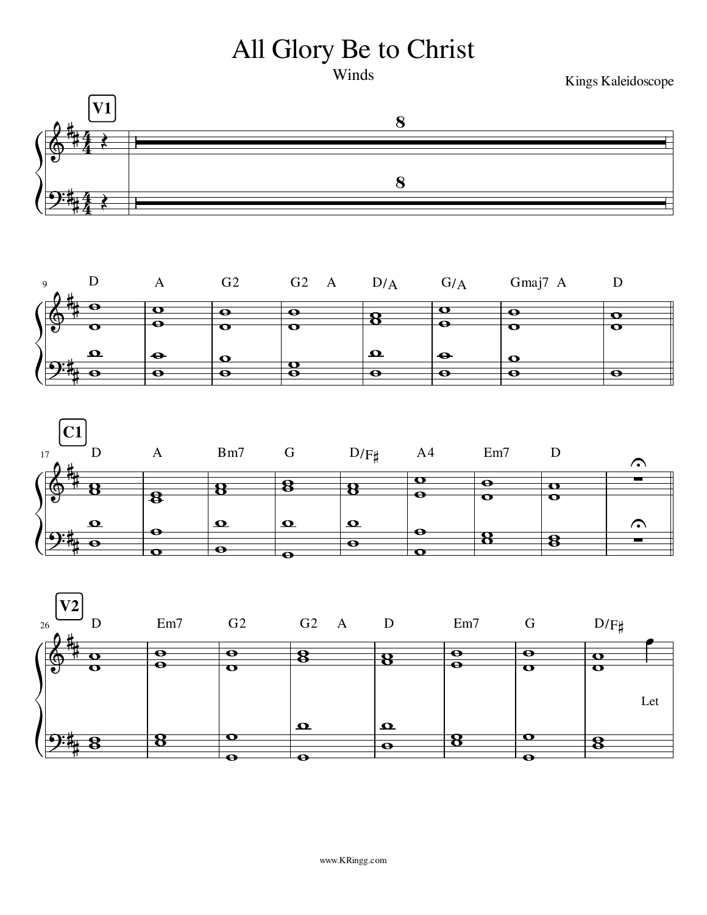# All Glory Be to Christ

Winds

Kings Kaleidoscope

**V1**

9 D | A | G2 | G2 A | D/A | G/A | Gmaj7 A | D

**C1**

17 D | A | Bm7 | G | D/F♯ | A4 | Em7 | D

**V2**

26 D | Em7 | G2 | G2 A | D | Em7 | G | D/F♯

Let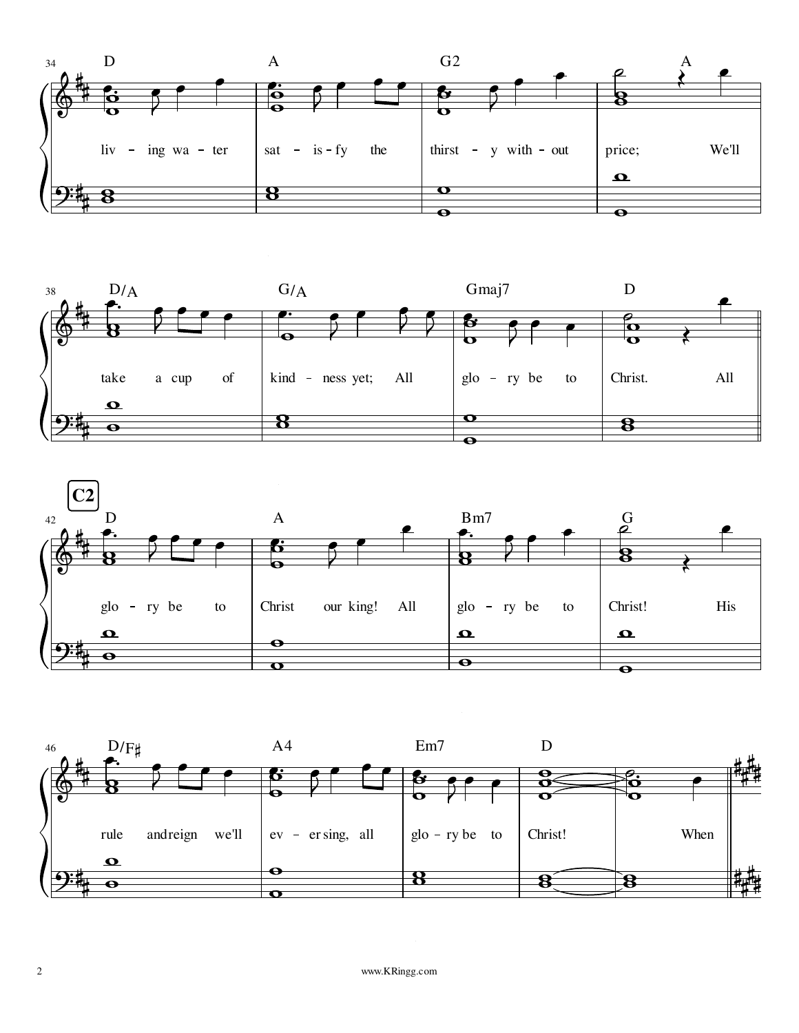34 D A G2 A

liv - ing wa - ter sat - is - fy the thirst - y with - out price; We'll

38 D/A G/A Gmaj7 D

take a cup of kind - ness yet; All glo - ry be to Christ. All

**C2**

42 D A Bm7 G

glo - ry be to Christ our king! All glo - ry be to Christ! His

46 D/F♯ A4 Em7 D

rule and reign we'll ev - er sing, all glo - ry be to Christ! When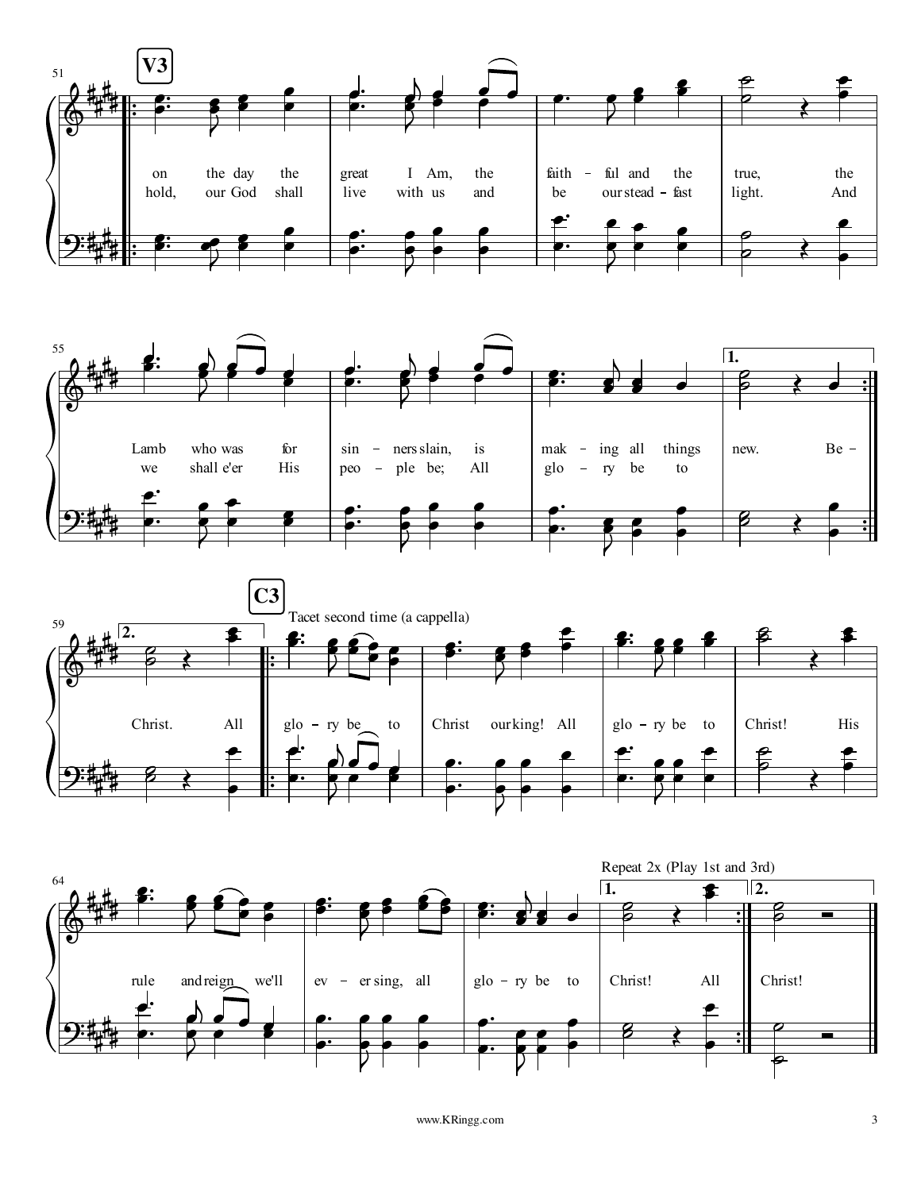**V3**

on the day the great I Am, the faith – ful and the true, the Lamb who was for sin – ners slain, is mak – ing all things new. Be –

hold, our God shall live with us and be our stead – fast light. And we shall e'er His peo – ple be; All glo – ry be to Christ.

**C3**

Tacet second time (a cappella)

All glo – ry be to Christ our king! All glo – ry be to Christ! His rule and reign we'll ev – er sing, all glo – ry be to Christ! All Christ!

Repeat 2x (Play 1st and 3rd)

www.KRingg.com